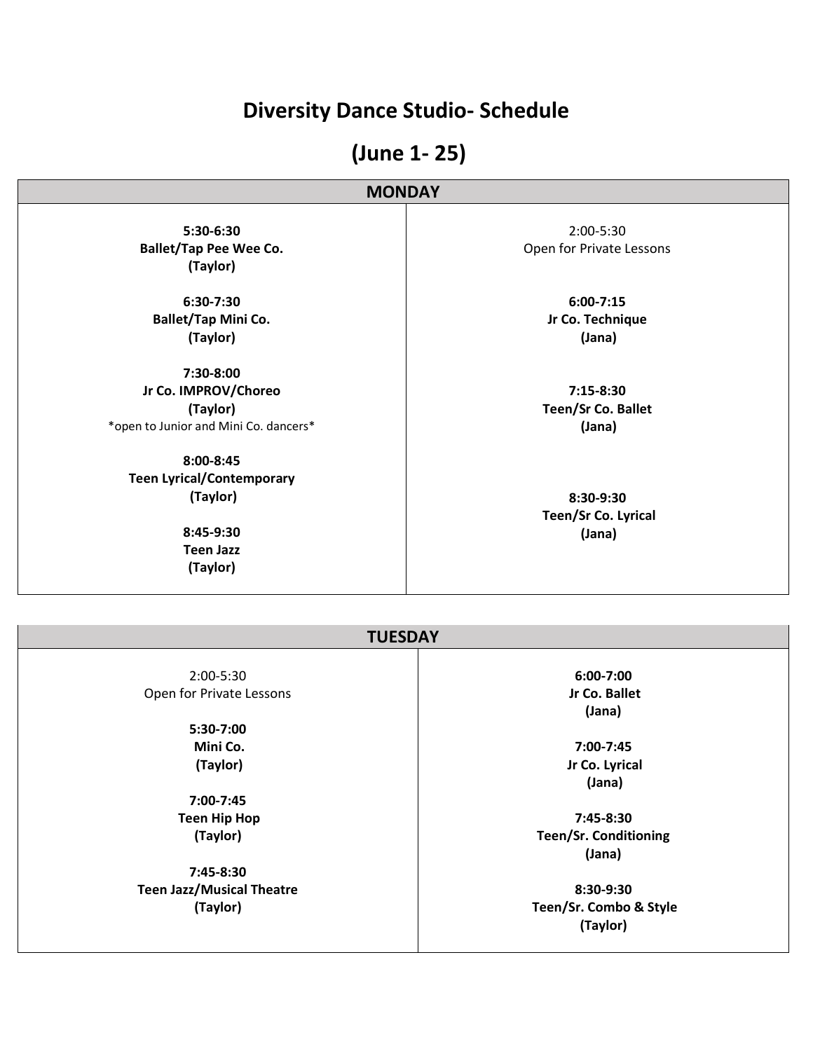# Diversity Dance Studio- Schedule

# (June 1- 25)

| MONDAY | |
|---|---|
| **5:30-6:30**<br>**Ballet/Tap Pee Wee Co.**<br>**(Taylor)**<br><br>**6:30-7:30**<br>**Ballet/Tap Mini Co.**<br>**(Taylor)**<br><br>**7:30-8:00**<br>**Jr Co. IMPROV/Choreo**<br>**(Taylor)**<br>*open to Junior and Mini Co. dancers*<br><br>**8:00-8:45**<br>**Teen Lyrical/Contemporary**<br>**(Taylor)**<br><br>**8:45-9:30**<br>**Teen Jazz**<br>**(Taylor)** | 2:00-5:30<br>Open for Private Lessons<br><br>**6:00-7:15**<br>**Jr Co. Technique**<br>**(Jana)**<br><br>**7:15-8:30**<br>**Teen/Sr Co. Ballet**<br>**(Jana)**<br><br>**8:30-9:30**<br>**Teen/Sr Co. Lyrical**<br>**(Jana)** |

| TUESDAY | |
|---|---|
| 2:00-5:30<br>Open for Private Lessons<br><br>**5:30-7:00**<br>**Mini Co.**<br>**(Taylor)**<br><br>**7:00-7:45**<br>**Teen Hip Hop**<br>**(Taylor)**<br><br>**7:45-8:30**<br>**Teen Jazz/Musical Theatre**<br>**(Taylor)** | **6:00-7:00**<br>**Jr Co. Ballet**<br>**(Jana)**<br><br>**7:00-7:45**<br>**Jr Co. Lyrical**<br>**(Jana)**<br><br>**7:45-8:30**<br>**Teen/Sr. Conditioning**<br>**(Jana)**<br><br>**8:30-9:30**<br>**Teen/Sr. Combo & Style**<br>**(Taylor)** |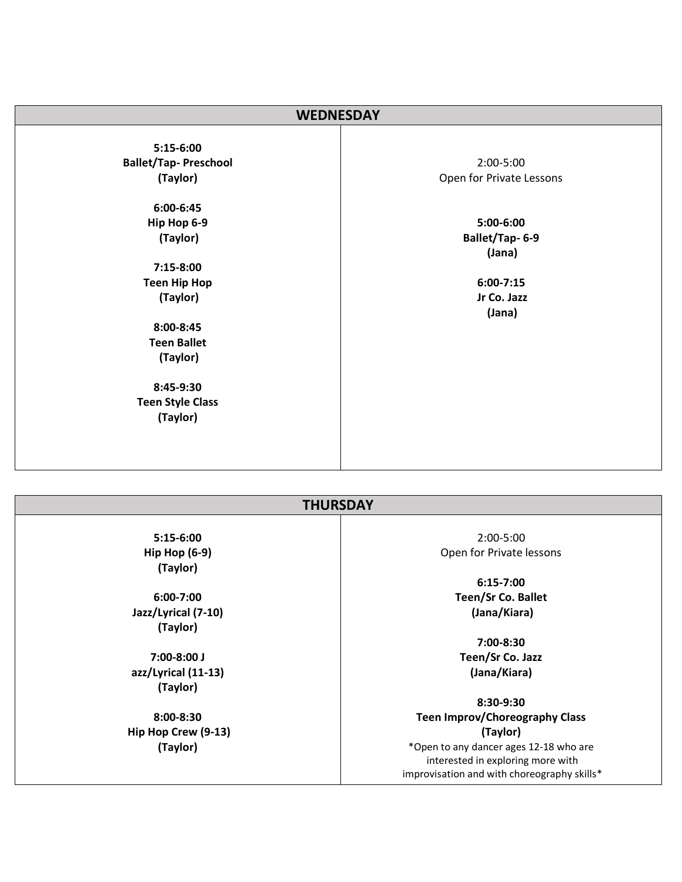## WEDNESDAY

| | |
|---|---|
| **5:15-6:00**<br>**Ballet/Tap- Preschool**<br>**(Taylor)**<br><br>**6:00-6:45**<br>**Hip Hop 6-9**<br>**(Taylor)**<br><br>**7:15-8:00**<br>**Teen Hip Hop**<br>**(Taylor)**<br><br>**8:00-8:45**<br>**Teen Ballet**<br>**(Taylor)**<br><br>**8:45-9:30**<br>**Teen Style Class**<br>**(Taylor)** | 2:00-5:00<br>Open for Private Lessons<br><br>**5:00-6:00**<br>**Ballet/Tap- 6-9**<br>**(Jana)**<br><br>**6:00-7:15**<br>**Jr Co. Jazz**<br>**(Jana)** |

## THURSDAY

| | |
|---|---|
| **5:15-6:00**<br>**Hip Hop (6-9)**<br>**(Taylor)**<br><br>**6:00-7:00**<br>**Jazz/Lyrical (7-10)**<br>**(Taylor)**<br><br>**7:00-8:00 J**<br>**azz/Lyrical (11-13)**<br>**(Taylor)**<br><br>**8:00-8:30**<br>**Hip Hop Crew (9-13)**<br>**(Taylor)** | 2:00-5:00<br>Open for Private lessons<br><br>**6:15-7:00**<br>**Teen/Sr Co. Ballet**<br>**(Jana/Kiara)**<br><br>**7:00-8:30**<br>**Teen/Sr Co. Jazz**<br>**(Jana/Kiara)**<br><br>**8:30-9:30**<br>**Teen Improv/Choreography Class**<br>**(Taylor)**<br>*Open to any dancer ages 12-18 who are interested in exploring more with improvisation and with choreography skills* |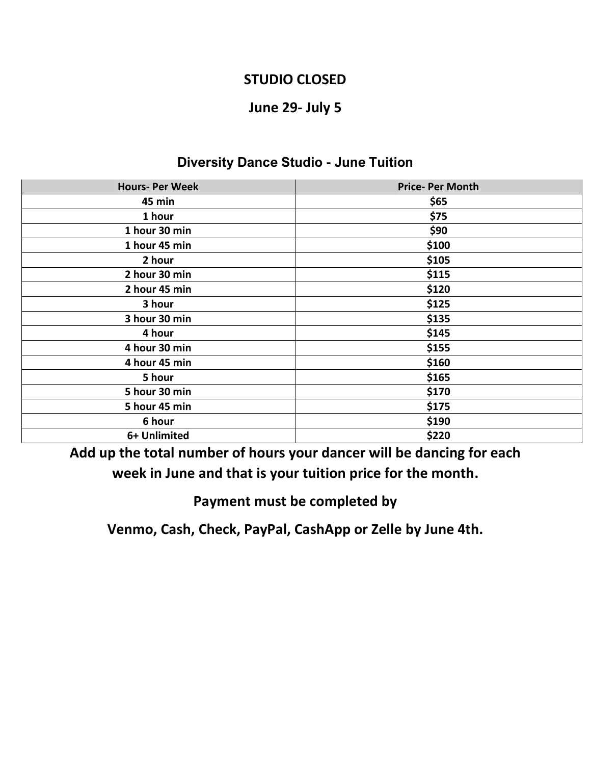**STUDIO CLOSED**

**June 29- July 5**

## Diversity Dance Studio - June Tuition

| Hours- Per Week | Price- Per Month |
|---|---|
| 45 min | $65 |
| 1 hour | $75 |
| 1 hour 30 min | $90 |
| 1 hour 45 min | $100 |
| 2 hour | $105 |
| 2 hour 30 min | $115 |
| 2 hour 45 min | $120 |
| 3 hour | $125 |
| 3 hour 30 min | $135 |
| 4 hour | $145 |
| 4 hour 30 min | $155 |
| 4 hour 45 min | $160 |
| 5 hour | $165 |
| 5 hour 30 min | $170 |
| 5 hour 45 min | $175 |
| 6 hour | $190 |
| 6+ Unlimited | $220 |

**Add up the total number of hours your dancer will be dancing for each week in June and that is your tuition price for the month.**

**Payment must be completed by**

**Venmo, Cash, Check, PayPal, CashApp or Zelle by June 4th.**